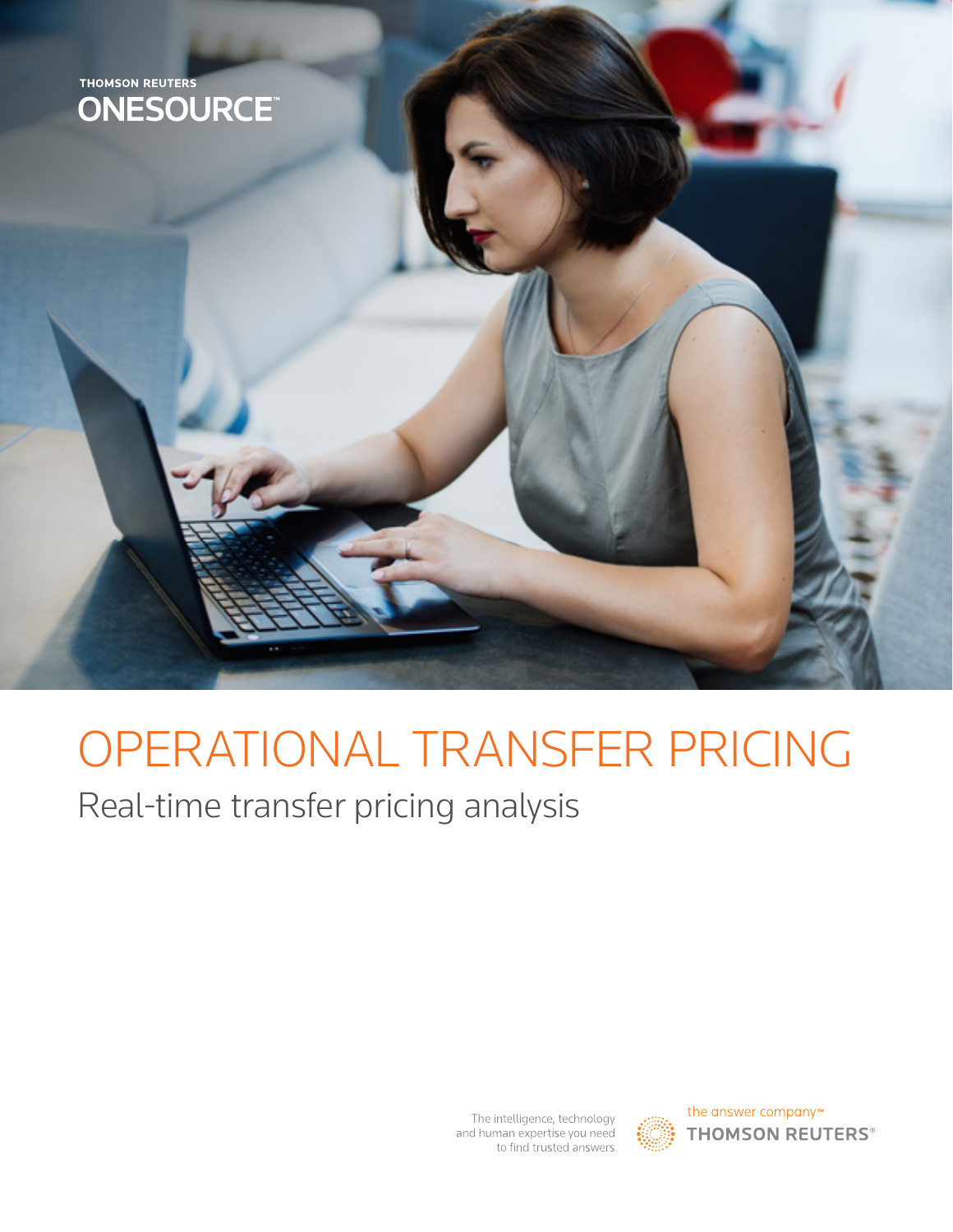THOMSON REUTERS
ONESOURCE™

# OPERATIONAL TRANSFER PRICING

## Real-time transfer pricing analysis

The intelligence, technology and human expertise you need to find trusted answers.

the answer company™
THOMSON REUTERS®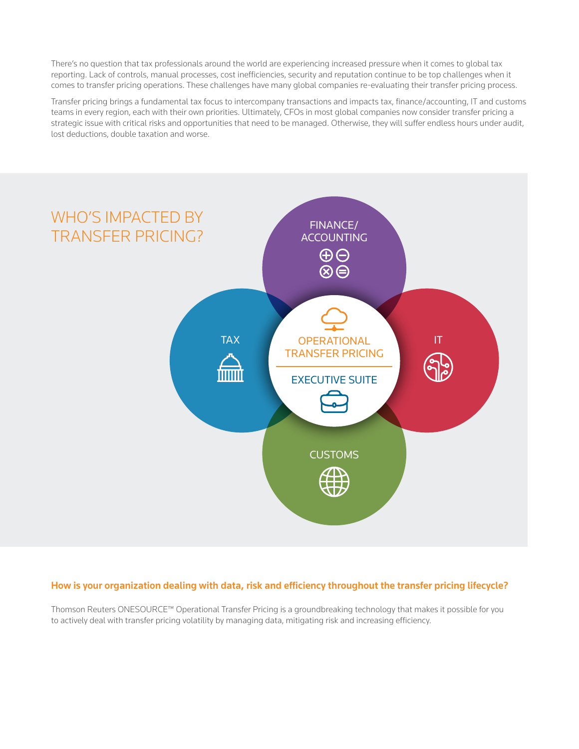There's no question that tax professionals around the world are experiencing increased pressure when it comes to global tax reporting. Lack of controls, manual processes, cost inefficiencies, security and reputation continue to be top challenges when it comes to transfer pricing operations. These challenges have many global companies re-evaluating their transfer pricing process.

Transfer pricing brings a fundamental tax focus to intercompany transactions and impacts tax, finance/accounting, IT and customs teams in every region, each with their own priorities. Ultimately, CFOs in most global companies now consider transfer pricing a strategic issue with critical risks and opportunities that need to be managed. Otherwise, they will suffer endless hours under audit, lost deductions, double taxation and worse.

## WHO'S IMPACTED BY TRANSFER PRICING?

FINANCE/ ACCOUNTING

TAX

OPERATIONAL TRANSFER PRICING

EXECUTIVE SUITE

IT

CUSTOMS

### How is your organization dealing with data, risk and efficiency throughout the transfer pricing lifecycle?

Thomson Reuters ONESOURCE™ Operational Transfer Pricing is a groundbreaking technology that makes it possible for you to actively deal with transfer pricing volatility by managing data, mitigating risk and increasing efficiency.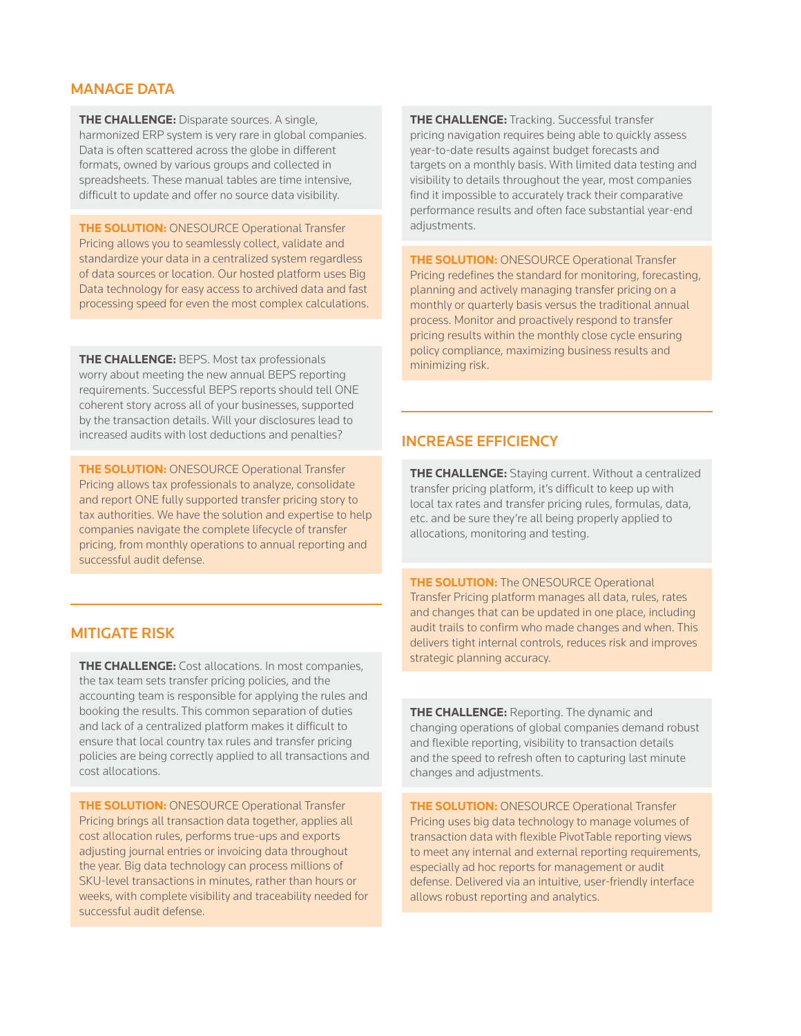## MANAGE DATA

**THE CHALLENGE:** Disparate sources. A single, harmonized ERP system is very rare in global companies. Data is often scattered across the globe in different formats, owned by various groups and collected in spreadsheets. These manual tables are time intensive, difficult to update and offer no source data visibility.

**THE SOLUTION:** ONESOURCE Operational Transfer Pricing allows you to seamlessly collect, validate and standardize your data in a centralized system regardless of data sources or location. Our hosted platform uses Big Data technology for easy access to archived data and fast processing speed for even the most complex calculations.

**THE CHALLENGE:** BEPS. Most tax professionals worry about meeting the new annual BEPS reporting requirements. Successful BEPS reports should tell ONE coherent story across all of your businesses, supported by the transaction details. Will your disclosures lead to increased audits with lost deductions and penalties?

**THE SOLUTION:** ONESOURCE Operational Transfer Pricing allows tax professionals to analyze, consolidate and report ONE fully supported transfer pricing story to tax authorities. We have the solution and expertise to help companies navigate the complete lifecycle of transfer pricing, from monthly operations to annual reporting and successful audit defense.

## MITIGATE RISK

**THE CHALLENGE:** Cost allocations. In most companies, the tax team sets transfer pricing policies, and the accounting team is responsible for applying the rules and booking the results. This common separation of duties and lack of a centralized platform makes it difficult to ensure that local country tax rules and transfer pricing policies are being correctly applied to all transactions and cost allocations.

**THE SOLUTION:** ONESOURCE Operational Transfer Pricing brings all transaction data together, applies all cost allocation rules, performs true-ups and exports adjusting journal entries or invoicing data throughout the year. Big data technology can process millions of SKU-level transactions in minutes, rather than hours or weeks, with complete visibility and traceability needed for successful audit defense.

**THE CHALLENGE:** Tracking. Successful transfer pricing navigation requires being able to quickly assess year-to-date results against budget forecasts and targets on a monthly basis. With limited data testing and visibility to details throughout the year, most companies find it impossible to accurately track their comparative performance results and often face substantial year-end adjustments.

**THE SOLUTION:** ONESOURCE Operational Transfer Pricing redefines the standard for monitoring, forecasting, planning and actively managing transfer pricing on a monthly or quarterly basis versus the traditional annual process. Monitor and proactively respond to transfer pricing results within the monthly close cycle ensuring policy compliance, maximizing business results and minimizing risk.

## INCREASE EFFICIENCY

**THE CHALLENGE:** Staying current. Without a centralized transfer pricing platform, it's difficult to keep up with local tax rates and transfer pricing rules, formulas, data, etc. and be sure they're all being properly applied to allocations, monitoring and testing.

**THE SOLUTION:** The ONESOURCE Operational Transfer Pricing platform manages all data, rules, rates and changes that can be updated in one place, including audit trails to confirm who made changes and when. This delivers tight internal controls, reduces risk and improves strategic planning accuracy.

**THE CHALLENGE:** Reporting. The dynamic and changing operations of global companies demand robust and flexible reporting, visibility to transaction details and the speed to refresh often to capturing last minute changes and adjustments.

**THE SOLUTION:** ONESOURCE Operational Transfer Pricing uses big data technology to manage volumes of transaction data with flexible PivotTable reporting views to meet any internal and external reporting requirements, especially ad hoc reports for management or audit defense. Delivered via an intuitive, user-friendly interface allows robust reporting and analytics.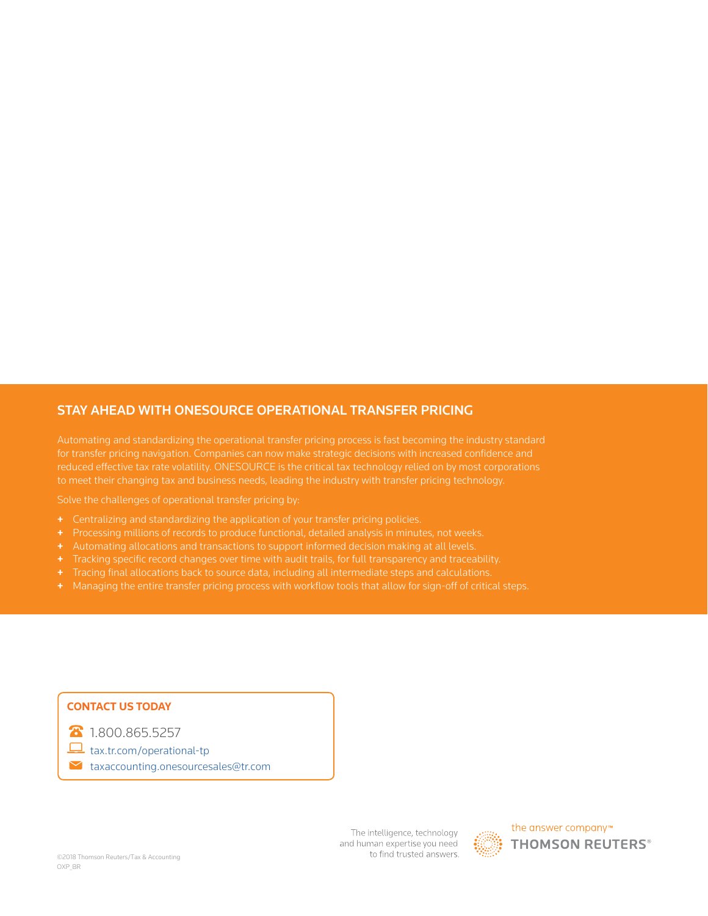## STAY AHEAD WITH ONESOURCE OPERATIONAL TRANSFER PRICING

Automating and standardizing the operational transfer pricing process is fast becoming the industry standard for transfer pricing navigation. Companies can now make strategic decisions with increased confidence and reduced effective tax rate volatility. ONESOURCE is the critical tax technology relied on by most corporations to meet their changing tax and business needs, leading the industry with transfer pricing technology.

Solve the challenges of operational transfer pricing by:

- Centralizing and standardizing the application of your transfer pricing policies.
- Processing millions of records to produce functional, detailed analysis in minutes, not weeks.
- Automating allocations and transactions to support informed decision making at all levels.
- Tracking specific record changes over time with audit trails, for full transparency and traceability.
- Tracing final allocations back to source data, including all intermediate steps and calculations.
- Managing the entire transfer pricing process with workflow tools that allow for sign-off of critical steps.

### CONTACT US TODAY

1.800.865.5257

tax.tr.com/operational-tp

taxaccounting.onesourcesales@tr.com

The intelligence, technology and human expertise you need to find trusted answers.

the answer company™

THOMSON REUTERS®

©2018 Thomson Reuters/Tax & Accounting
OXP_BR